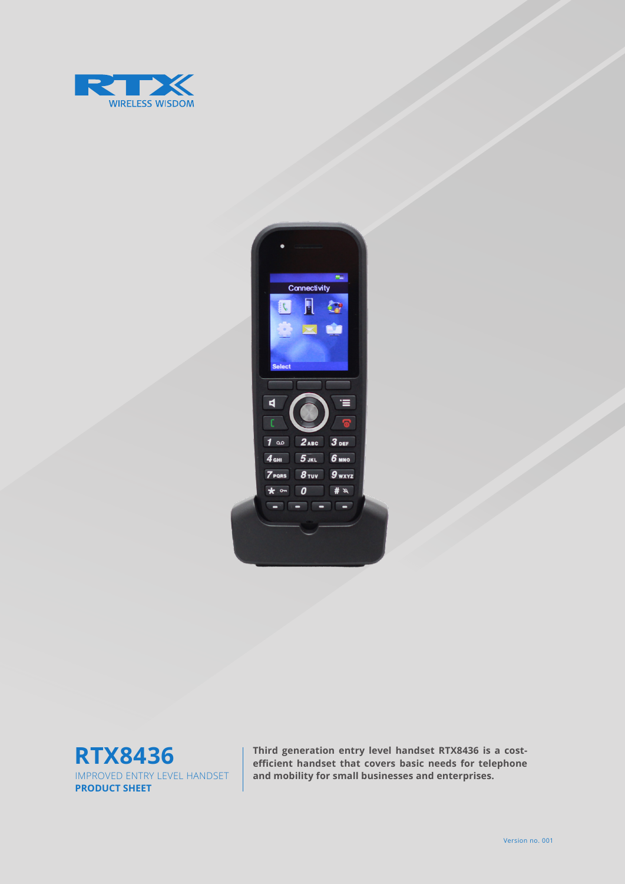RTX

WIRELESS WISDOM

# RTX8436

IMPROVED ENTRY LEVEL HANDSET

**PRODUCT SHEET**

**Third generation entry level handset RTX8436 is a cost-efficient handset that covers basic needs for telephone and mobility for small businesses and enterprises.**

Version no. 001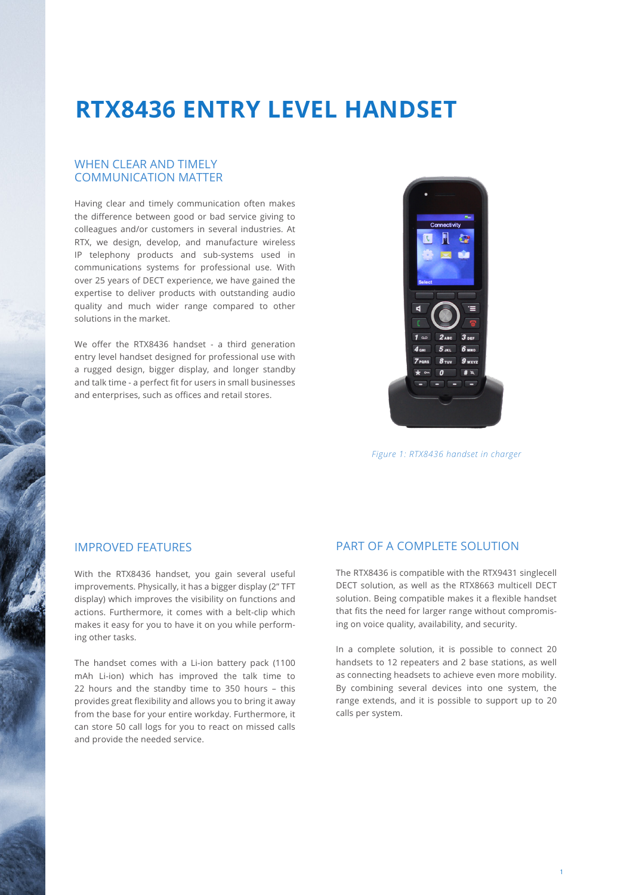# RTX8436 ENTRY LEVEL HANDSET

## WHEN CLEAR AND TIMELY COMMUNICATION MATTER

Having clear and timely communication often makes the difference between good or bad service giving to colleagues and/or customers in several industries. At RTX, we design, develop, and manufacture wireless IP telephony products and sub-systems used in communications systems for professional use. With over 25 years of DECT experience, we have gained the expertise to deliver products with outstanding audio quality and much wider range compared to other solutions in the market.

We offer the RTX8436 handset - a third generation entry level handset designed for professional use with a rugged design, bigger display, and longer standby and talk time - a perfect fit for users in small businesses and enterprises, such as offices and retail stores.

*Figure 1: RTX8436 handset in charger*

## IMPROVED FEATURES

With the RTX8436 handset, you gain several useful improvements. Physically, it has a bigger display (2" TFT display) which improves the visibility on functions and actions. Furthermore, it comes with a belt-clip which makes it easy for you to have it on you while performing other tasks.

The handset comes with a Li-ion battery pack (1100 mAh Li-ion) which has improved the talk time to 22 hours and the standby time to 350 hours – this provides great flexibility and allows you to bring it away from the base for your entire workday. Furthermore, it can store 50 call logs for you to react on missed calls and provide the needed service.

## PART OF A COMPLETE SOLUTION

The RTX8436 is compatible with the RTX9431 singlecell DECT solution, as well as the RTX8663 multicell DECT solution. Being compatible makes it a flexible handset that fits the need for larger range without compromising on voice quality, availability, and security.

In a complete solution, it is possible to connect 20 handsets to 12 repeaters and 2 base stations, as well as connecting headsets to achieve even more mobility. By combining several devices into one system, the range extends, and it is possible to support up to 20 calls per system.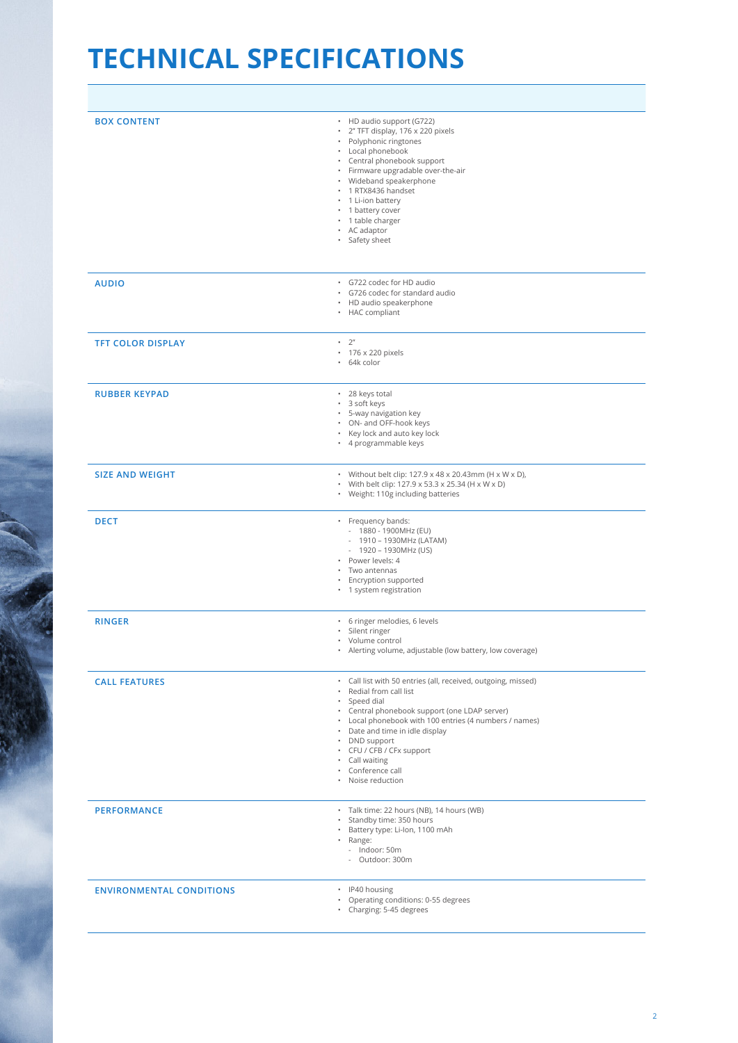# TECHNICAL SPECIFICATIONS

| | |
|---|---|
| **BOX CONTENT** | • HD audio support (G722)<br>• 2" TFT display, 176 x 220 pixels<br>• Polyphonic ringtones<br>• Local phonebook<br>• Central phonebook support<br>• Firmware upgradable over-the-air<br>• Wideband speakerphone<br>• 1 RTX8436 handset<br>• 1 Li-ion battery<br>• 1 battery cover<br>• 1 table charger<br>• AC adaptor<br>• Safety sheet |
| **AUDIO** | • G722 codec for HD audio<br>• G726 codec for standard audio<br>• HD audio speakerphone<br>• HAC compliant |
| **TFT COLOR DISPLAY** | • 2"<br>• 176 x 220 pixels<br>• 64k color |
| **RUBBER KEYPAD** | • 28 keys total<br>• 3 soft keys<br>• 5-way navigation key<br>• ON- and OFF-hook keys<br>• Key lock and auto key lock<br>• 4 programmable keys |
| **SIZE AND WEIGHT** | • Without belt clip: 127.9 x 48 x 20.43mm (H x W x D),<br>• With belt clip: 127.9 x 53.3 x 25.34 (H x W x D)<br>• Weight: 110g including batteries |
| **DECT** | • Frequency bands:<br>  - 1880 - 1900MHz (EU)<br>  - 1910 – 1930MHz (LATAM)<br>  - 1920 – 1930MHz (US)<br>• Power levels: 4<br>• Two antennas<br>• Encryption supported<br>• 1 system registration |
| **RINGER** | • 6 ringer melodies, 6 levels<br>• Silent ringer<br>• Volume control<br>• Alerting volume, adjustable (low battery, low coverage) |
| **CALL FEATURES** | • Call list with 50 entries (all, received, outgoing, missed)<br>• Redial from call list<br>• Speed dial<br>• Central phonebook support (one LDAP server)<br>• Local phonebook with 100 entries (4 numbers / names)<br>• Date and time in idle display<br>• DND support<br>• CFU / CFB / CFx support<br>• Call waiting<br>• Conference call<br>• Noise reduction |
| **PERFORMANCE** | • Talk time: 22 hours (NB), 14 hours (WB)<br>• Standby time: 350 hours<br>• Battery type: Li-Ion, 1100 mAh<br>• Range:<br>  - Indoor: 50m<br>  - Outdoor: 300m |
| **ENVIRONMENTAL CONDITIONS** | • IP40 housing<br>• Operating conditions: 0-55 degrees<br>• Charging: 5-45 degrees |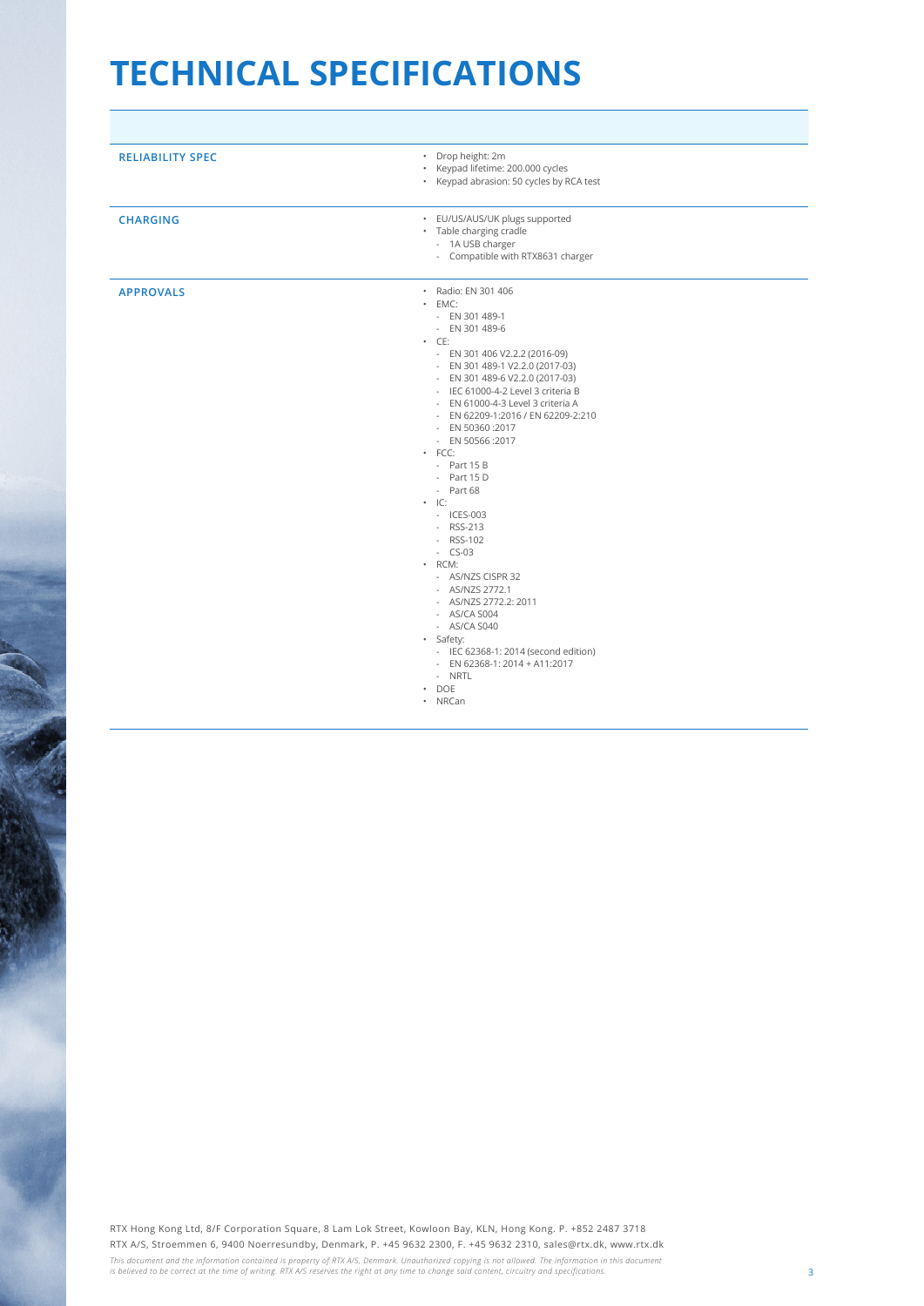# TECHNICAL SPECIFICATIONS

| | |
|---|---|
| **RELIABILITY SPEC** | • Drop height: 2m<br>• Keypad lifetime: 200.000 cycles<br>• Keypad abrasion: 50 cycles by RCA test |
| **CHARGING** | • EU/US/AUS/UK plugs supported<br>• Table charging cradle<br>  - 1A USB charger<br>  - Compatible with RTX8631 charger |
| **APPROVALS** | • Radio: EN 301 406<br>• EMC:<br>  - EN 301 489-1<br>  - EN 301 489-6<br>• CE:<br>  - EN 301 406 V2.2.2 (2016-09)<br>  - EN 301 489-1 V2.2.0 (2017-03)<br>  - EN 301 489-6 V2.2.0 (2017-03)<br>  - IEC 61000-4-2 Level 3 criteria B<br>  - EN 61000-4-3 Level 3 criteria A<br>  - EN 62209-1:2016 / EN 62209-2:210<br>  - EN 50360 :2017<br>  - EN 50566 :2017<br>• FCC:<br>  - Part 15 B<br>  - Part 15 D<br>  - Part 68<br>• IC:<br>  - ICES-003<br>  - RSS-213<br>  - RSS-102<br>  - CS-03<br>• RCM:<br>  - AS/NZS CISPR 32<br>  - AS/NZS 2772.1<br>  - AS/NZS 2772.2: 2011<br>  - AS/CA S004<br>  - AS/CA S040<br>• Safety:<br>  - IEC 62368-1: 2014 (second edition)<br>  - EN 62368-1: 2014 + A11:2017<br>  - NRTL<br>• DOE<br>• NRCan |

RTX Hong Kong Ltd, 8/F Corporation Square, 8 Lam Lok Street, Kowloon Bay, KLN, Hong Kong. P. +852 2487 3718

RTX A/S, Stroemmen 6, 9400 Noerresundby, Denmark, P. +45 9632 2300, F. +45 9632 2310, sales@rtx.dk, www.rtx.dk

*This document and the information contained is property of RTX A/S, Denmark. Unauthorized copying is not allowed. The information in this document is believed to be correct at the time of writing. RTX A/S reserves the right at any time to change said content, circuitry and specifications.*